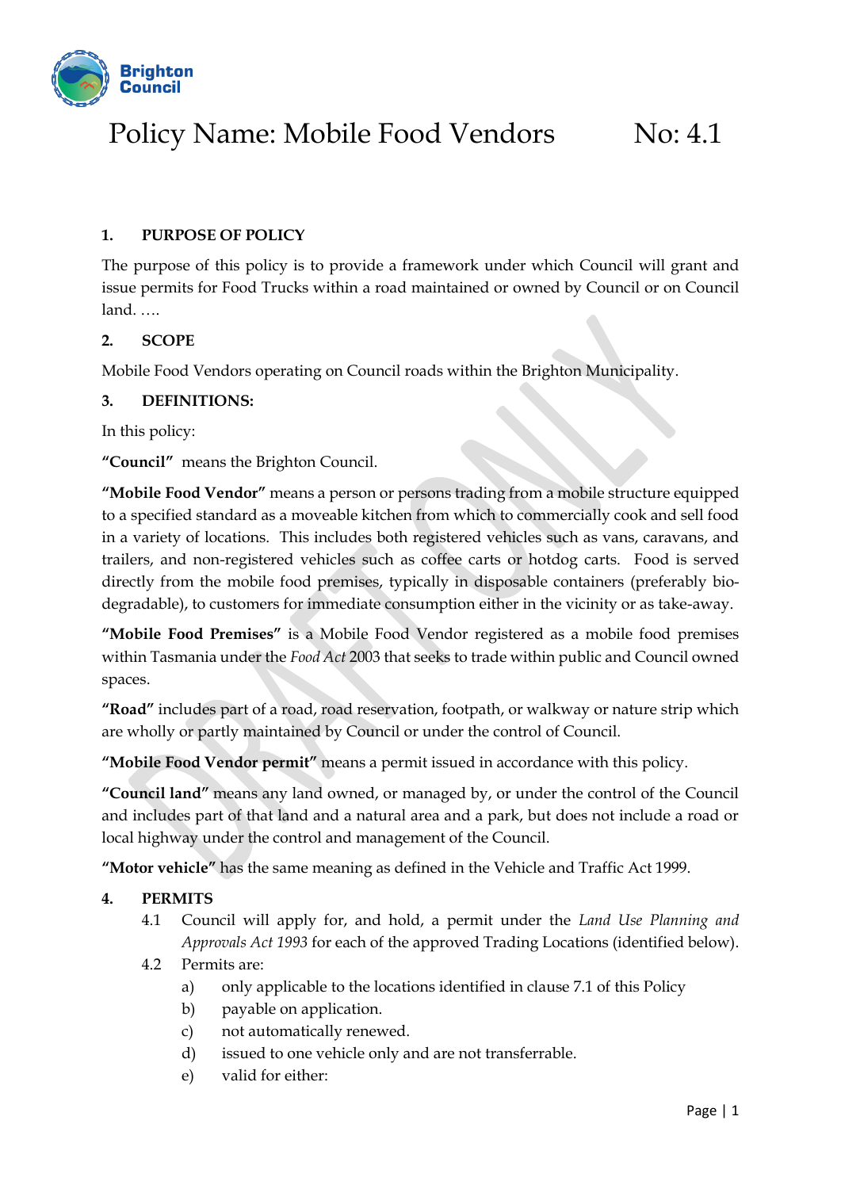Brighton Council

# Policy Name: Mobile Food Vendors No: 4.1

## 1. PURPOSE OF POLICY

The purpose of this policy is to provide a framework under which Council will grant and issue permits for Food Trucks within a road maintained or owned by Council or on Council land. ….

## 2. SCOPE

Mobile Food Vendors operating on Council roads within the Brighton Municipality.

## 3. DEFINITIONS:

In this policy:

**"Council"** means the Brighton Council.

**"Mobile Food Vendor"** means a person or persons trading from a mobile structure equipped to a specified standard as a moveable kitchen from which to commercially cook and sell food in a variety of locations. This includes both registered vehicles such as vans, caravans, and trailers, and non-registered vehicles such as coffee carts or hotdog carts. Food is served directly from the mobile food premises, typically in disposable containers (preferably bio-degradable), to customers for immediate consumption either in the vicinity or as take-away.

**"Mobile Food Premises"** is a Mobile Food Vendor registered as a mobile food premises within Tasmania under the *Food Act* 2003 that seeks to trade within public and Council owned spaces.

**"Road"** includes part of a road, road reservation, footpath, or walkway or nature strip which are wholly or partly maintained by Council or under the control of Council.

**"Mobile Food Vendor permit"** means a permit issued in accordance with this policy.

**"Council land"** means any land owned, or managed by, or under the control of the Council and includes part of that land and a natural area and a park, but does not include a road or local highway under the control and management of the Council.

**"Motor vehicle"** has the same meaning as defined in the Vehicle and Traffic Act 1999.

## 4. PERMITS

4.1 Council will apply for, and hold, a permit under the *Land Use Planning and Approvals Act 1993* for each of the approved Trading Locations (identified below).

4.2 Permits are:

a) only applicable to the locations identified in clause 7.1 of this Policy

b) payable on application.

c) not automatically renewed.

d) issued to one vehicle only and are not transferrable.

e) valid for either: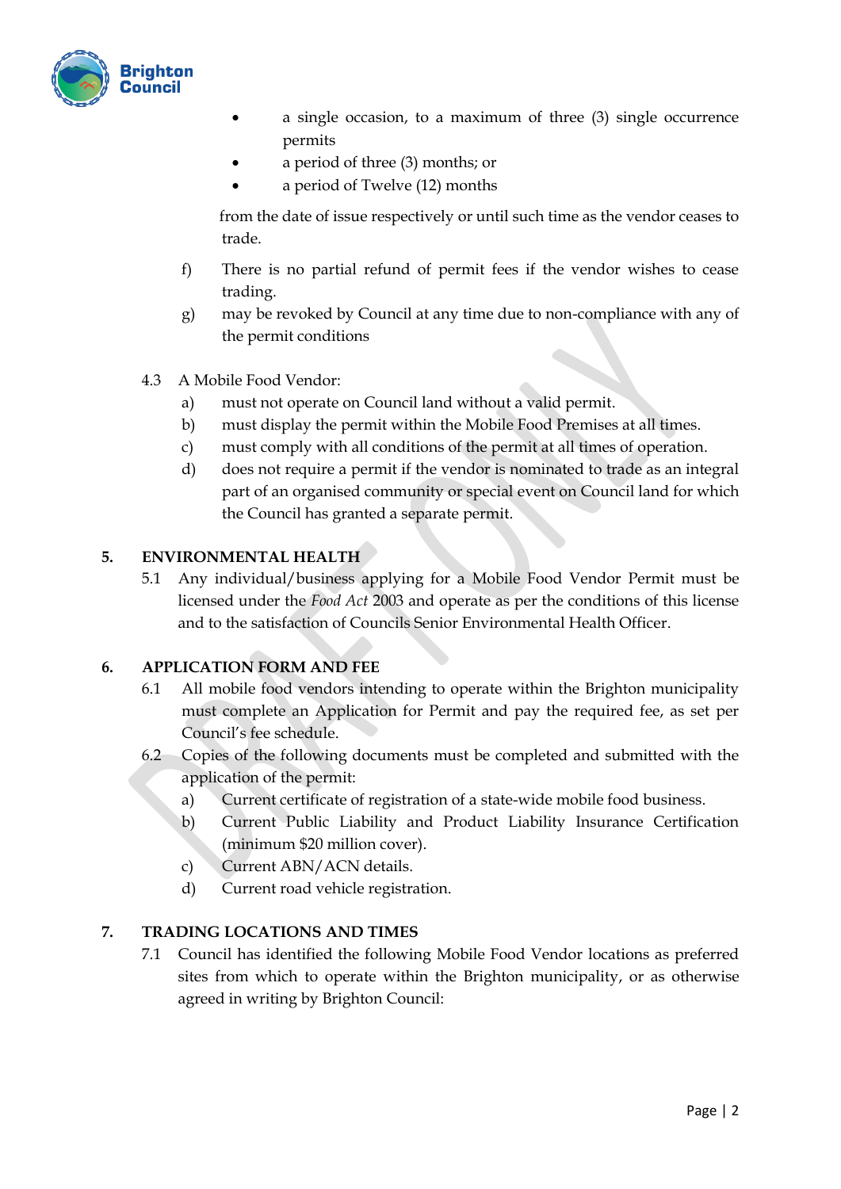- a single occasion, to a maximum of three (3) single occurrence permits
- a period of three (3) months; or
- a period of Twelve (12) months

from the date of issue respectively or until such time as the vendor ceases to trade.

f) There is no partial refund of permit fees if the vendor wishes to cease trading.

g) may be revoked by Council at any time due to non-compliance with any of the permit conditions

4.3 A Mobile Food Vendor:

a) must not operate on Council land without a valid permit.

b) must display the permit within the Mobile Food Premises at all times.

c) must comply with all conditions of the permit at all times of operation.

d) does not require a permit if the vendor is nominated to trade as an integral part of an organised community or special event on Council land for which the Council has granted a separate permit.

## 5. ENVIRONMENTAL HEALTH

5.1 Any individual/business applying for a Mobile Food Vendor Permit must be licensed under the *Food Act* 2003 and operate as per the conditions of this license and to the satisfaction of Councils Senior Environmental Health Officer.

## 6. APPLICATION FORM AND FEE

6.1 All mobile food vendors intending to operate within the Brighton municipality must complete an Application for Permit and pay the required fee, as set per Council's fee schedule.

6.2 Copies of the following documents must be completed and submitted with the application of the permit:

a) Current certificate of registration of a state-wide mobile food business.

b) Current Public Liability and Product Liability Insurance Certification (minimum $20 million cover).

c) Current ABN/ACN details.

d) Current road vehicle registration.

## 7. TRADING LOCATIONS AND TIMES

7.1 Council has identified the following Mobile Food Vendor locations as preferred sites from which to operate within the Brighton municipality, or as otherwise agreed in writing by Brighton Council: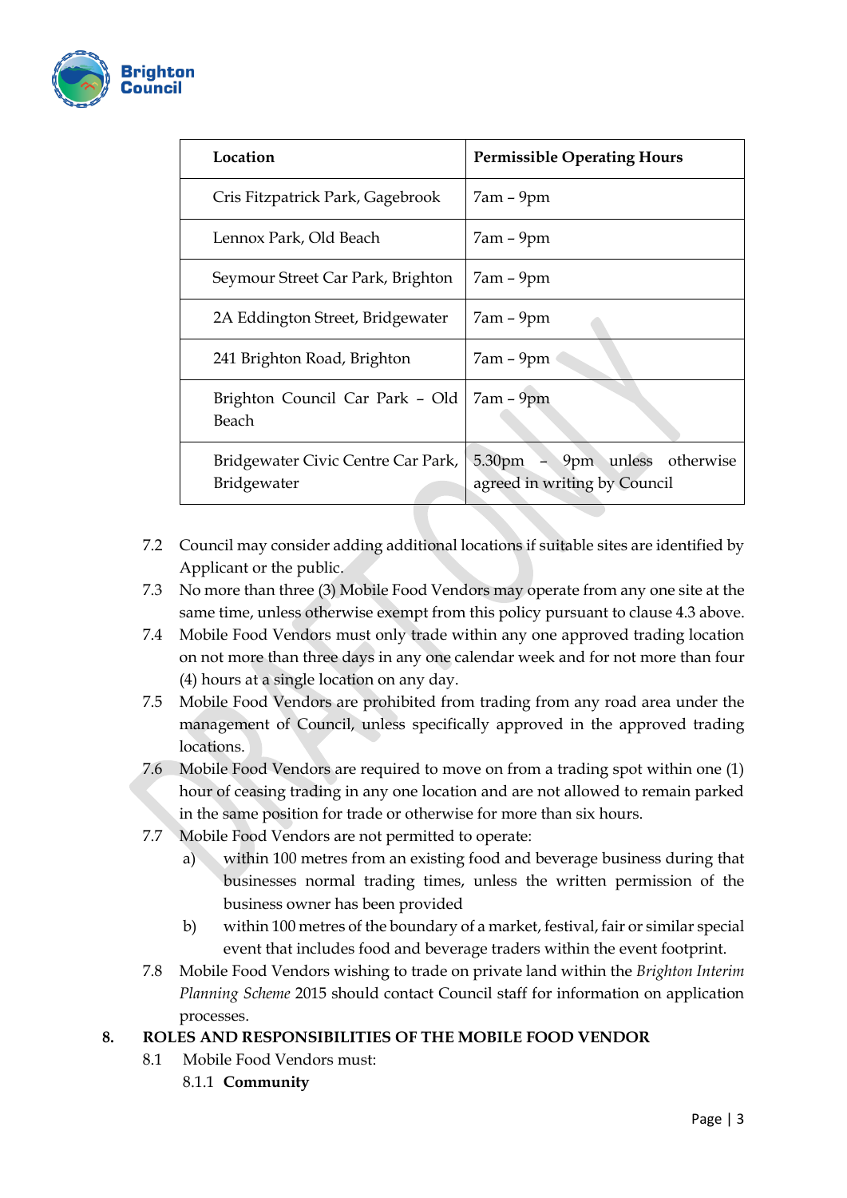| Location | Permissible Operating Hours |
|---|---|
| Cris Fitzpatrick Park, Gagebrook | 7am – 9pm |
| Lennox Park, Old Beach | 7am – 9pm |
| Seymour Street Car Park, Brighton | 7am – 9pm |
| 2A Eddington Street, Bridgewater | 7am – 9pm |
| 241 Brighton Road, Brighton | 7am – 9pm |
| Brighton Council Car Park – Old Beach | 7am – 9pm |
| Bridgewater Civic Centre Car Park, Bridgewater | 5.30pm – 9pm unless otherwise agreed in writing by Council |

7.2 Council may consider adding additional locations if suitable sites are identified by Applicant or the public.

7.3 No more than three (3) Mobile Food Vendors may operate from any one site at the same time, unless otherwise exempt from this policy pursuant to clause 4.3 above.

7.4 Mobile Food Vendors must only trade within any one approved trading location on not more than three days in any one calendar week and for not more than four (4) hours at a single location on any day.

7.5 Mobile Food Vendors are prohibited from trading from any road area under the management of Council, unless specifically approved in the approved trading locations.

7.6 Mobile Food Vendors are required to move on from a trading spot within one (1) hour of ceasing trading in any one location and are not allowed to remain parked in the same position for trade or otherwise for more than six hours.

7.7 Mobile Food Vendors are not permitted to operate:

a) within 100 metres from an existing food and beverage business during that businesses normal trading times, unless the written permission of the business owner has been provided

b) within 100 metres of the boundary of a market, festival, fair or similar special event that includes food and beverage traders within the event footprint.

7.8 Mobile Food Vendors wishing to trade on private land within the *Brighton Interim Planning Scheme* 2015 should contact Council staff for information on application processes.

## 8. ROLES AND RESPONSIBILITIES OF THE MOBILE FOOD VENDOR

8.1 Mobile Food Vendors must:

8.1.1 **Community**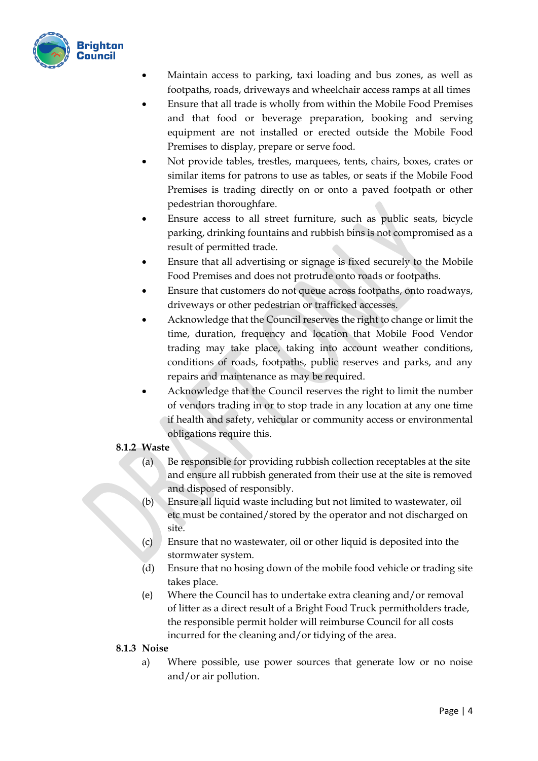- Maintain access to parking, taxi loading and bus zones, as well as footpaths, roads, driveways and wheelchair access ramps at all times
- Ensure that all trade is wholly from within the Mobile Food Premises and that food or beverage preparation, booking and serving equipment are not installed or erected outside the Mobile Food Premises to display, prepare or serve food.
- Not provide tables, trestles, marquees, tents, chairs, boxes, crates or similar items for patrons to use as tables, or seats if the Mobile Food Premises is trading directly on or onto a paved footpath or other pedestrian thoroughfare.
- Ensure access to all street furniture, such as public seats, bicycle parking, drinking fountains and rubbish bins is not compromised as a result of permitted trade.
- Ensure that all advertising or signage is fixed securely to the Mobile Food Premises and does not protrude onto roads or footpaths.
- Ensure that customers do not queue across footpaths, onto roadways, driveways or other pedestrian or trafficked accesses.
- Acknowledge that the Council reserves the right to change or limit the time, duration, frequency and location that Mobile Food Vendor trading may take place, taking into account weather conditions, conditions of roads, footpaths, public reserves and parks, and any repairs and maintenance as may be required.
- Acknowledge that the Council reserves the right to limit the number of vendors trading in or to stop trade in any location at any one time if health and safety, vehicular or community access or environmental obligations require this.

### 8.1.2 Waste

(a) Be responsible for providing rubbish collection receptables at the site and ensure all rubbish generated from their use at the site is removed and disposed of responsibly.

(b) Ensure all liquid waste including but not limited to wastewater, oil etc must be contained/stored by the operator and not discharged on site.

(c) Ensure that no wastewater, oil or other liquid is deposited into the stormwater system.

(d) Ensure that no hosing down of the mobile food vehicle or trading site takes place.

(e) Where the Council has to undertake extra cleaning and/or removal of litter as a direct result of a Bright Food Truck permitholders trade, the responsible permit holder will reimburse Council for all costs incurred for the cleaning and/or tidying of the area.

### 8.1.3 Noise

a) Where possible, use power sources that generate low or no noise and/or air pollution.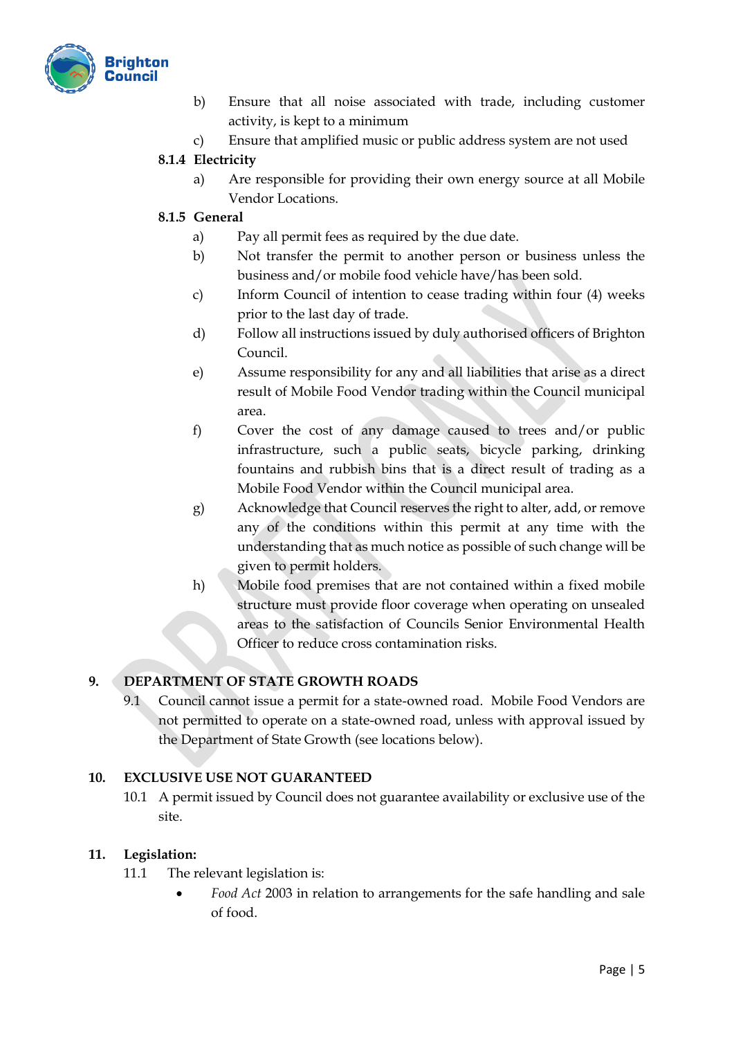b) Ensure that all noise associated with trade, including customer activity, is kept to a minimum

c) Ensure that amplified music or public address system are not used

**8.1.4 Electricity**

a) Are responsible for providing their own energy source at all Mobile Vendor Locations.

**8.1.5 General**

a) Pay all permit fees as required by the due date.

b) Not transfer the permit to another person or business unless the business and/or mobile food vehicle have/has been sold.

c) Inform Council of intention to cease trading within four (4) weeks prior to the last day of trade.

d) Follow all instructions issued by duly authorised officers of Brighton Council.

e) Assume responsibility for any and all liabilities that arise as a direct result of Mobile Food Vendor trading within the Council municipal area.

f) Cover the cost of any damage caused to trees and/or public infrastructure, such a public seats, bicycle parking, drinking fountains and rubbish bins that is a direct result of trading as a Mobile Food Vendor within the Council municipal area.

g) Acknowledge that Council reserves the right to alter, add, or remove any of the conditions within this permit at any time with the understanding that as much notice as possible of such change will be given to permit holders.

h) Mobile food premises that are not contained within a fixed mobile structure must provide floor coverage when operating on unsealed areas to the satisfaction of Councils Senior Environmental Health Officer to reduce cross contamination risks.

## 9. DEPARTMENT OF STATE GROWTH ROADS

9.1 Council cannot issue a permit for a state-owned road. Mobile Food Vendors are not permitted to operate on a state-owned road, unless with approval issued by the Department of State Growth (see locations below).

## 10. EXCLUSIVE USE NOT GUARANTEED

10.1 A permit issued by Council does not guarantee availability or exclusive use of the site.

## 11. Legislation:

11.1 The relevant legislation is:

- *Food Act* 2003 in relation to arrangements for the safe handling and sale of food.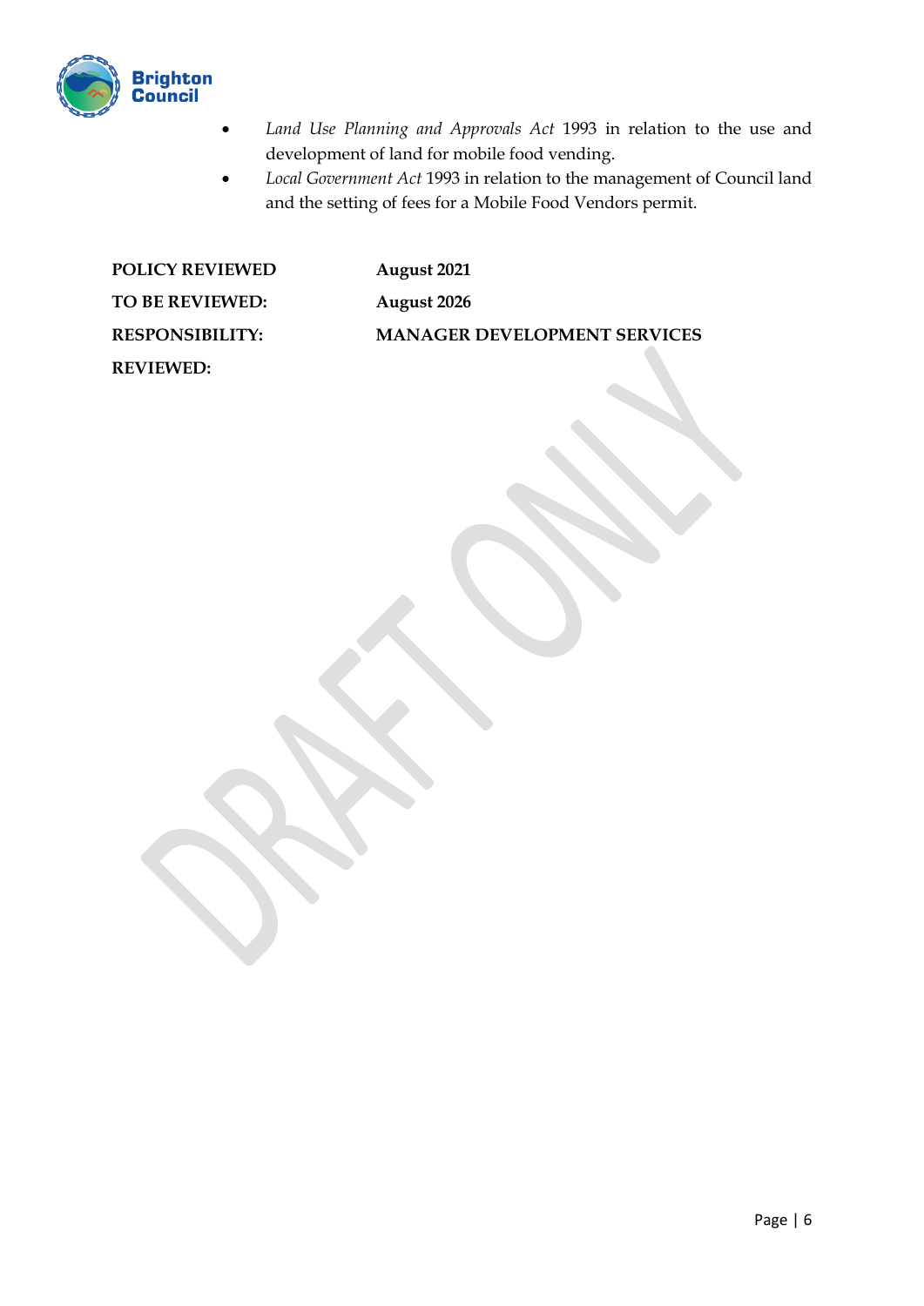- *Land Use Planning and Approvals Act* 1993 in relation to the use and development of land for mobile food vending.
- *Local Government Act* 1993 in relation to the management of Council land and the setting of fees for a Mobile Food Vendors permit.

| | |
|---|---|
| **POLICY REVIEWED** | **August 2021** |
| **TO BE REVIEWED:** | **August 2026** |
| **RESPONSIBILITY:** | **MANAGER DEVELOPMENT SERVICES** |
| **REVIEWED:** | |

DRAFT ONLY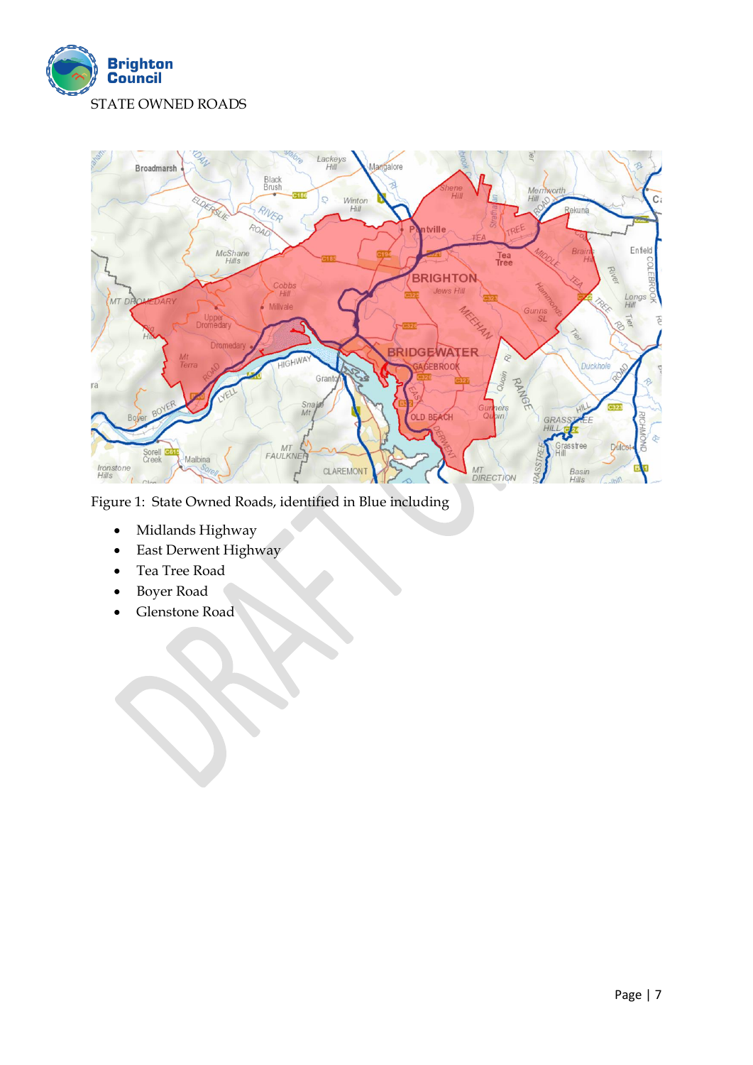STATE OWNED ROADS

Figure 1: State Owned Roads, identified in Blue including

- Midlands Highway
- East Derwent Highway
- Tea Tree Road
- Boyer Road
- Glenstone Road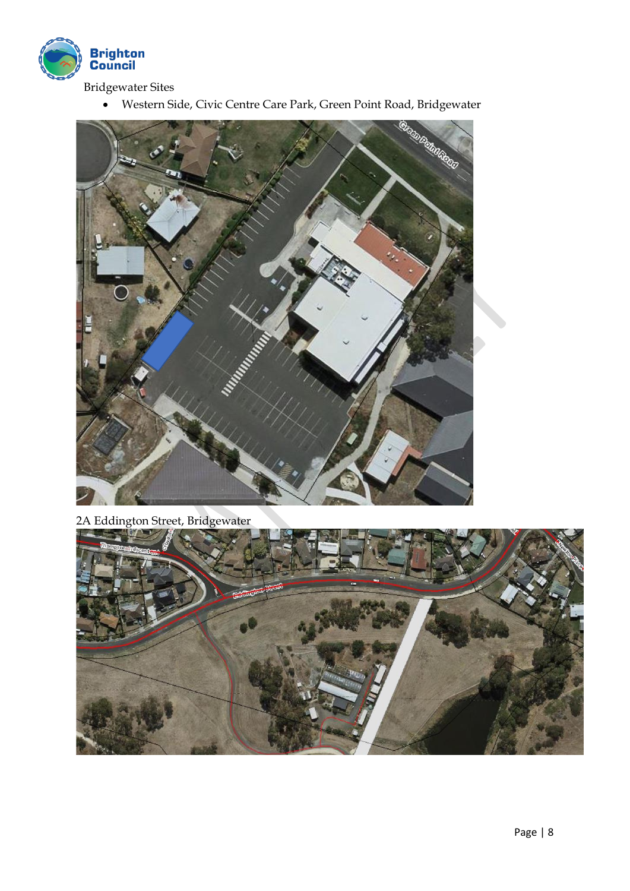Bridgewater Sites

- Western Side, Civic Centre Care Park, Green Point Road, Bridgewater

2A Eddington Street, Bridgewater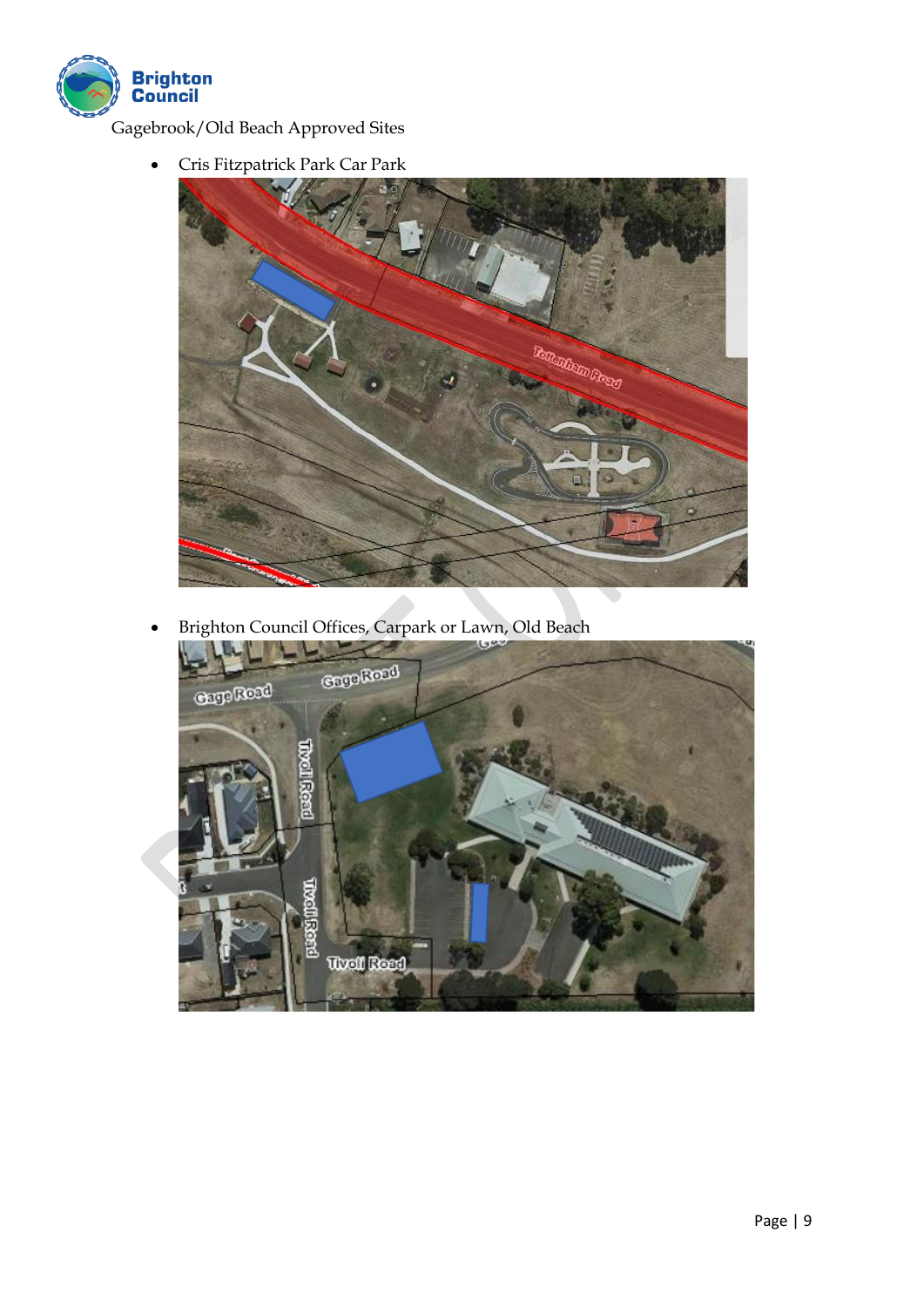Gagebrook/Old Beach Approved Sites

- Cris Fitzpatrick Park Car Park

- Brighton Council Offices, Carpark or Lawn, Old Beach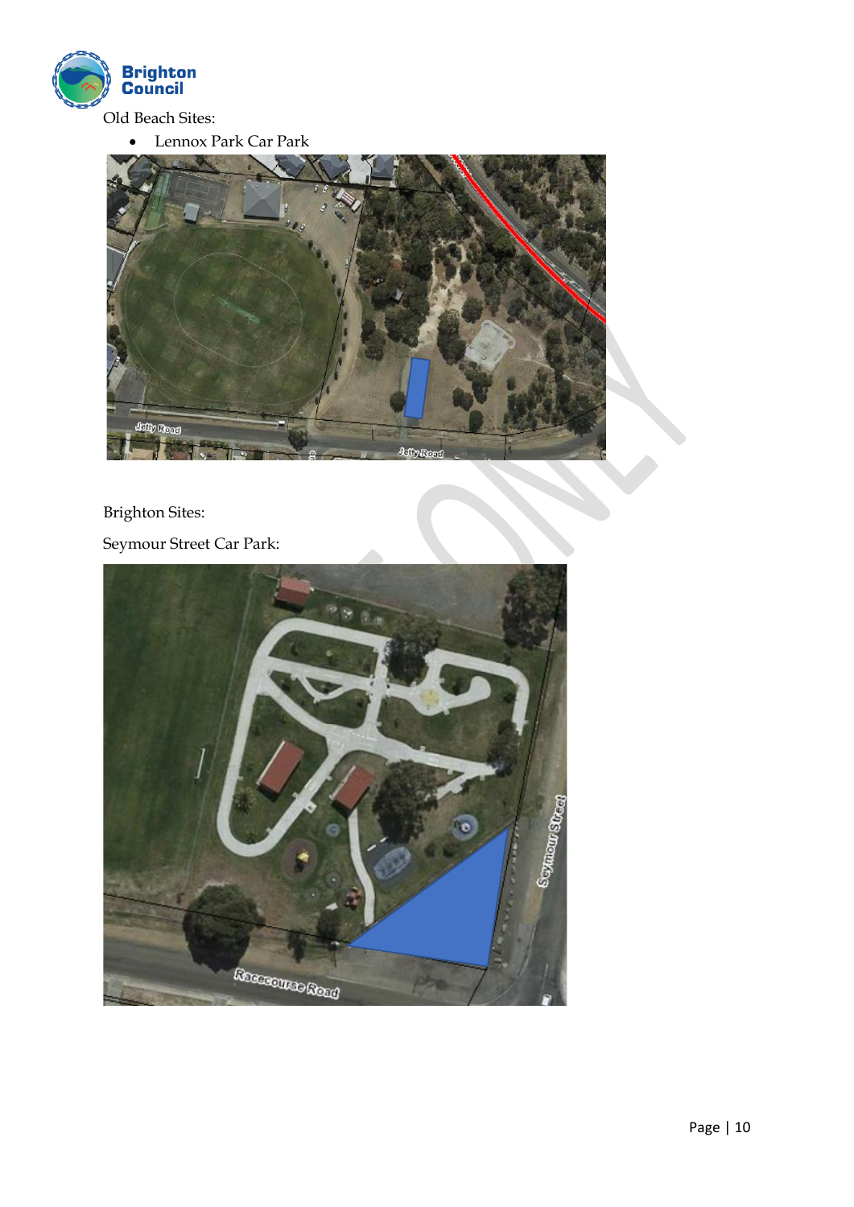Old Beach Sites:

- Lennox Park Car Park

Brighton Sites:

Seymour Street Car Park: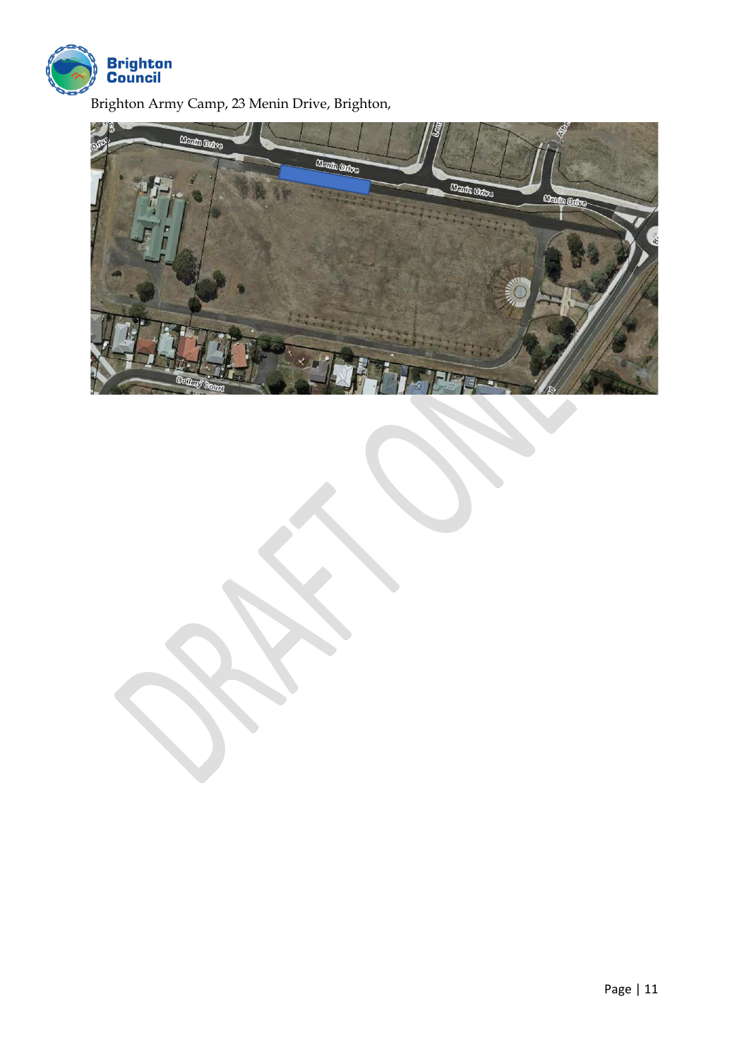Brighton Army Camp, 23 Menin Drive, Brighton,